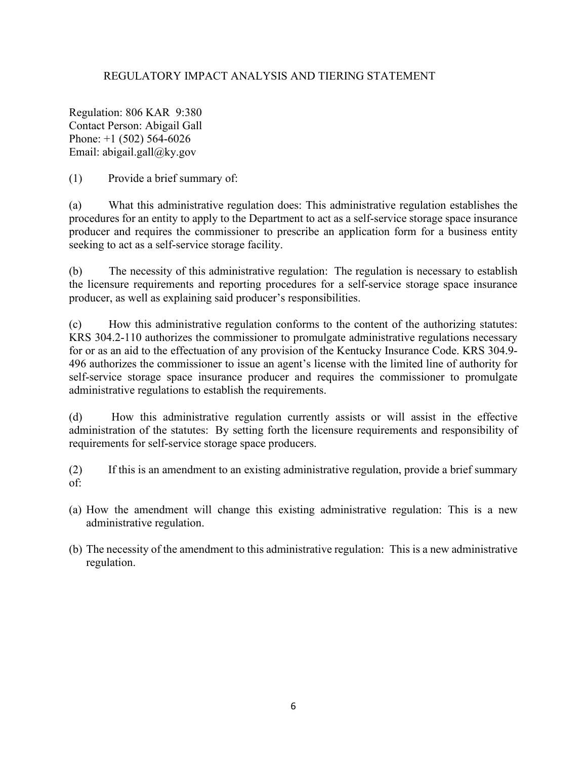# REGULATORY IMPACT ANALYSIS AND TIERING STATEMENT

Regulation: 806 KAR 9:380
Contact Person: Abigail Gall
Phone: +1 (502) 564-6026
Email: abigail.gall@ky.gov

(1) Provide a brief summary of:

(a) What this administrative regulation does: This administrative regulation establishes the procedures for an entity to apply to the Department to act as a self-service storage space insurance producer and requires the commissioner to prescribe an application form for a business entity seeking to act as a self-service storage facility.

(b) The necessity of this administrative regulation: The regulation is necessary to establish the licensure requirements and reporting procedures for a self-service storage space insurance producer, as well as explaining said producer's responsibilities.

(c) How this administrative regulation conforms to the content of the authorizing statutes: KRS 304.2-110 authorizes the commissioner to promulgate administrative regulations necessary for or as an aid to the effectuation of any provision of the Kentucky Insurance Code. KRS 304.9-496 authorizes the commissioner to issue an agent's license with the limited line of authority for self-service storage space insurance producer and requires the commissioner to promulgate administrative regulations to establish the requirements.

(d) How this administrative regulation currently assists or will assist in the effective administration of the statutes: By setting forth the licensure requirements and responsibility of requirements for self-service storage space producers.

(2) If this is an amendment to an existing administrative regulation, provide a brief summary of:

(a) How the amendment will change this existing administrative regulation: This is a new administrative regulation.

(b) The necessity of the amendment to this administrative regulation: This is a new administrative regulation.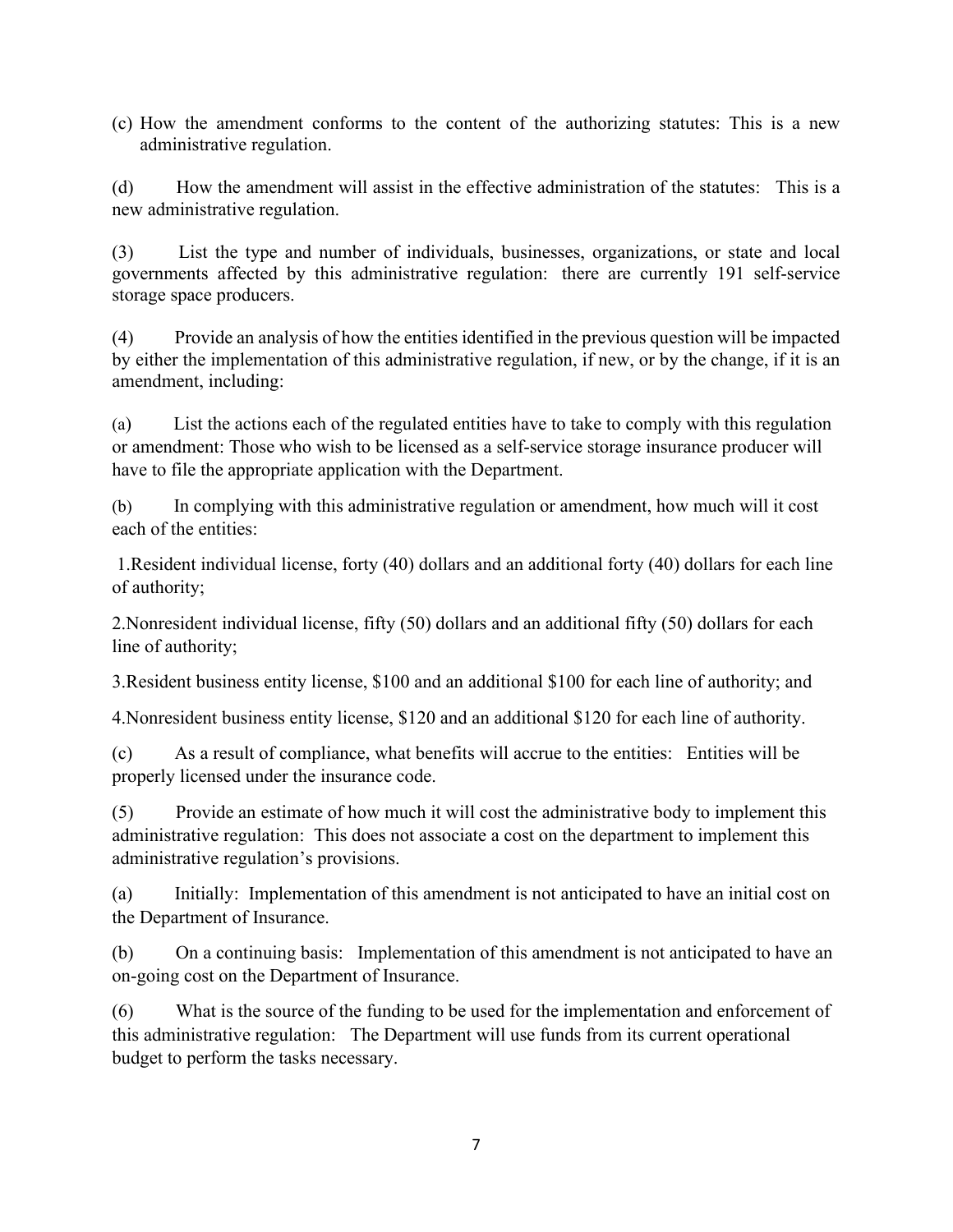(c) How the amendment conforms to the content of the authorizing statutes: This is a new administrative regulation.

(d) How the amendment will assist in the effective administration of the statutes: This is a new administrative regulation.

(3) List the type and number of individuals, businesses, organizations, or state and local governments affected by this administrative regulation: there are currently 191 self-service storage space producers.

(4) Provide an analysis of how the entities identified in the previous question will be impacted by either the implementation of this administrative regulation, if new, or by the change, if it is an amendment, including:

(a) List the actions each of the regulated entities have to take to comply with this regulation or amendment: Those who wish to be licensed as a self-service storage insurance producer will have to file the appropriate application with the Department.

(b) In complying with this administrative regulation or amendment, how much will it cost each of the entities:

1.Resident individual license, forty (40) dollars and an additional forty (40) dollars for each line of authority;

2.Nonresident individual license, fifty (50) dollars and an additional fifty (50) dollars for each line of authority;

3.Resident business entity license, $100 and an additional $100 for each line of authority; and

4.Nonresident business entity license, $120 and an additional $120 for each line of authority.

(c) As a result of compliance, what benefits will accrue to the entities: Entities will be properly licensed under the insurance code.

(5) Provide an estimate of how much it will cost the administrative body to implement this administrative regulation: This does not associate a cost on the department to implement this administrative regulation's provisions.

(a) Initially: Implementation of this amendment is not anticipated to have an initial cost on the Department of Insurance.

(b) On a continuing basis: Implementation of this amendment is not anticipated to have an on-going cost on the Department of Insurance.

(6) What is the source of the funding to be used for the implementation and enforcement of this administrative regulation: The Department will use funds from its current operational budget to perform the tasks necessary.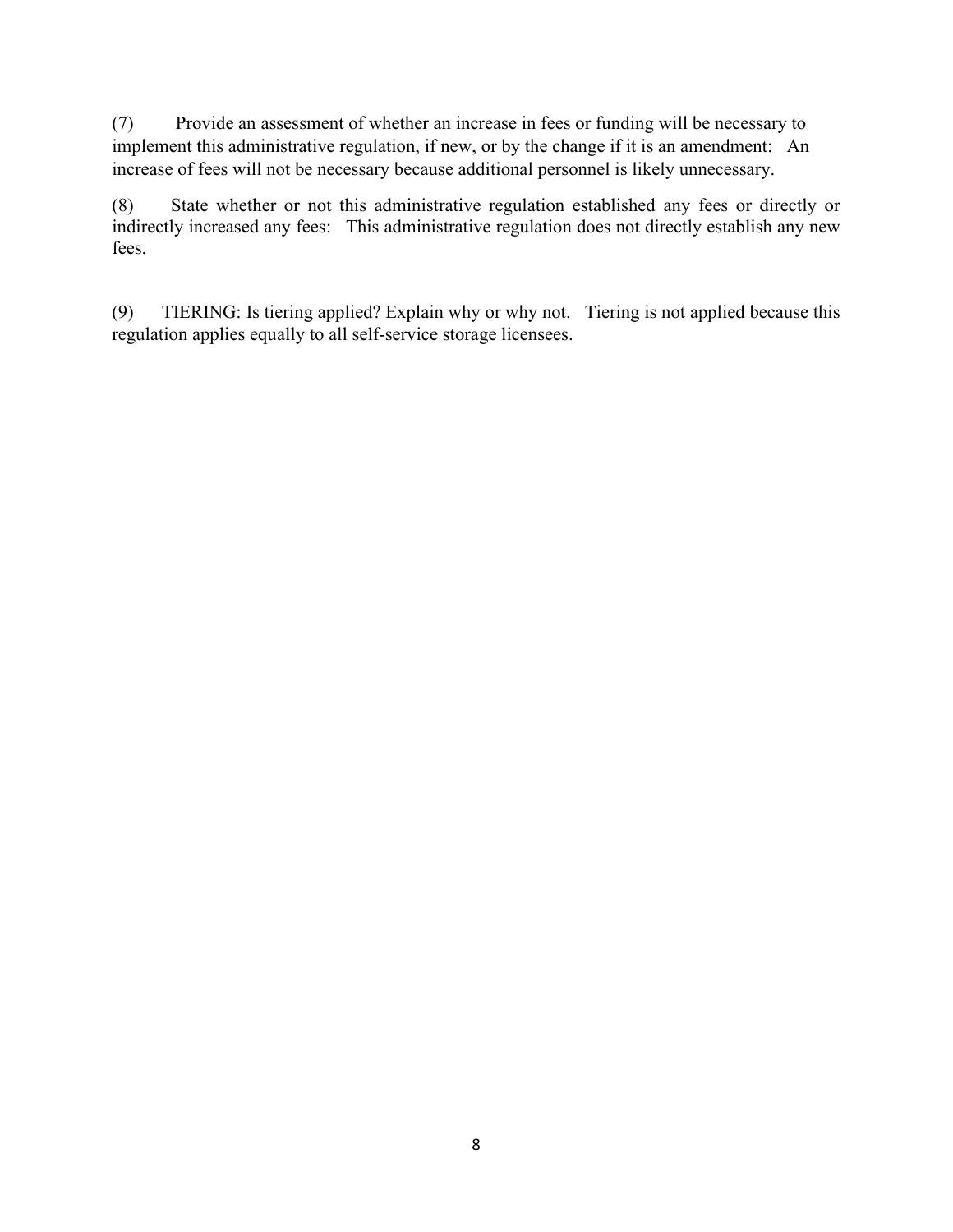(7) Provide an assessment of whether an increase in fees or funding will be necessary to implement this administrative regulation, if new, or by the change if it is an amendment: An increase of fees will not be necessary because additional personnel is likely unnecessary.

(8) State whether or not this administrative regulation established any fees or directly or indirectly increased any fees: This administrative regulation does not directly establish any new fees.

(9) TIERING: Is tiering applied? Explain why or why not. Tiering is not applied because this regulation applies equally to all self-service storage licensees.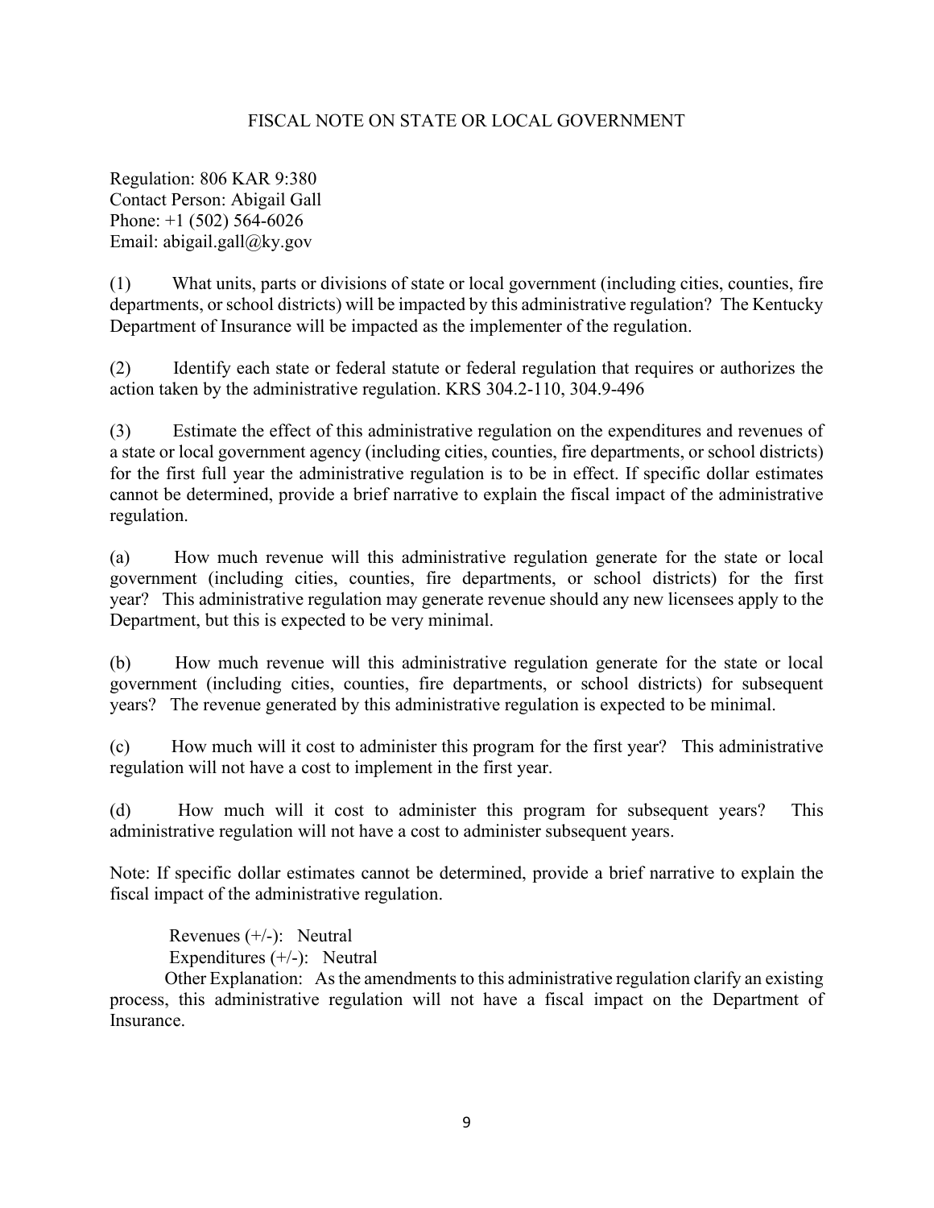## FISCAL NOTE ON STATE OR LOCAL GOVERNMENT

Regulation: 806 KAR 9:380
Contact Person: Abigail Gall
Phone: +1 (502) 564-6026
Email: abigail.gall@ky.gov

(1) What units, parts or divisions of state or local government (including cities, counties, fire departments, or school districts) will be impacted by this administrative regulation? The Kentucky Department of Insurance will be impacted as the implementer of the regulation.

(2) Identify each state or federal statute or federal regulation that requires or authorizes the action taken by the administrative regulation. KRS 304.2-110, 304.9-496

(3) Estimate the effect of this administrative regulation on the expenditures and revenues of a state or local government agency (including cities, counties, fire departments, or school districts) for the first full year the administrative regulation is to be in effect. If specific dollar estimates cannot be determined, provide a brief narrative to explain the fiscal impact of the administrative regulation.

(a) How much revenue will this administrative regulation generate for the state or local government (including cities, counties, fire departments, or school districts) for the first year? This administrative regulation may generate revenue should any new licensees apply to the Department, but this is expected to be very minimal.

(b) How much revenue will this administrative regulation generate for the state or local government (including cities, counties, fire departments, or school districts) for subsequent years? The revenue generated by this administrative regulation is expected to be minimal.

(c) How much will it cost to administer this program for the first year? This administrative regulation will not have a cost to implement in the first year.

(d) How much will it cost to administer this program for subsequent years? This administrative regulation will not have a cost to administer subsequent years.

Note: If specific dollar estimates cannot be determined, provide a brief narrative to explain the fiscal impact of the administrative regulation.

Revenues (+/-): Neutral
Expenditures (+/-): Neutral
Other Explanation: As the amendments to this administrative regulation clarify an existing process, this administrative regulation will not have a fiscal impact on the Department of Insurance.